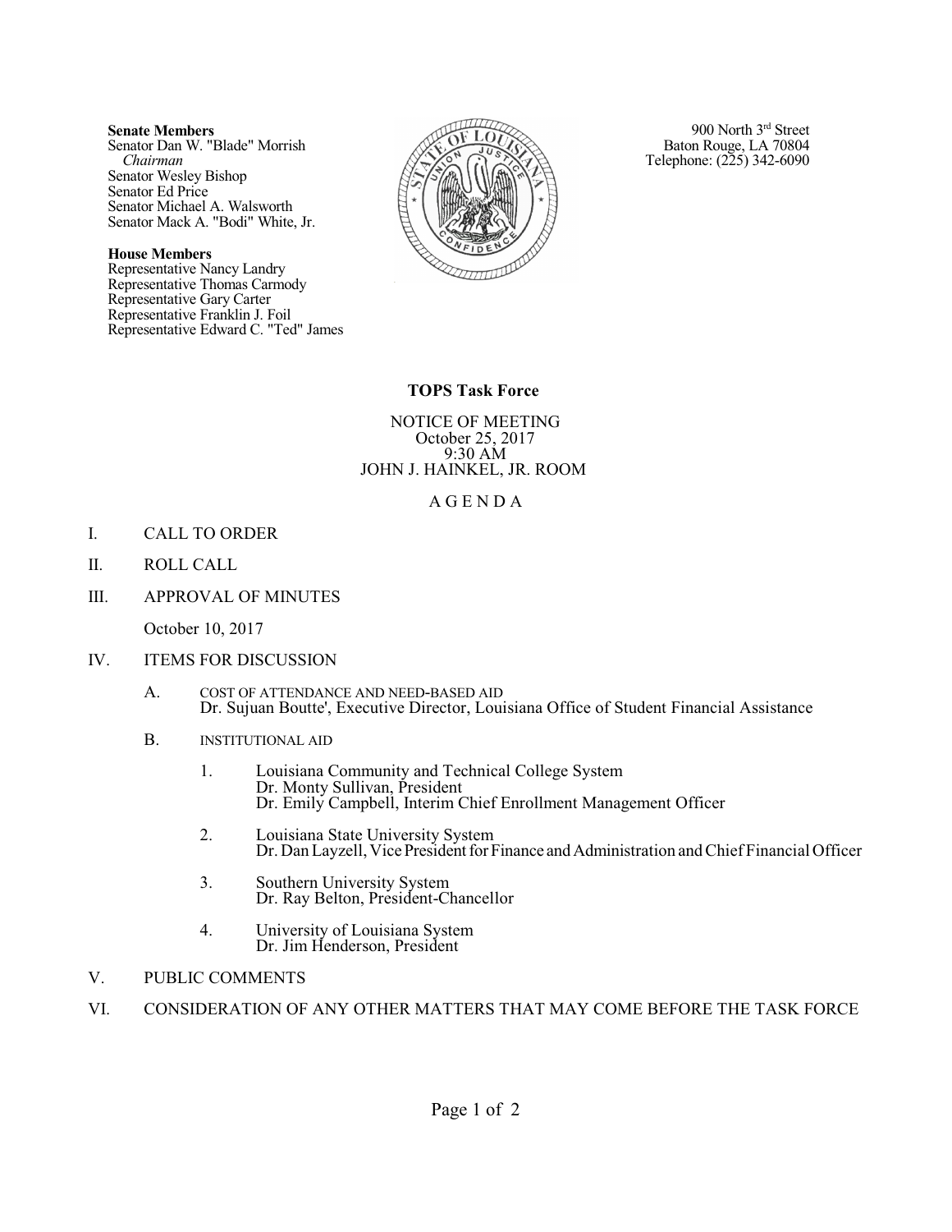**Senate Members**
Senator Dan W. "Blade" Morrish
*Chairman*
Senator Wesley Bishop
Senator Ed Price
Senator Michael A. Walsworth
Senator Mack A. "Bodi" White, Jr.

**House Members**
Representative Nancy Landry
Representative Thomas Carmody
Representative Gary Carter
Representative Franklin J. Foil
Representative Edward C. "Ted" James

900 North 3rd Street
Baton Rouge, LA 70804
Telephone: (225) 342-6090

## TOPS Task Force

NOTICE OF MEETING
October 25, 2017
9:30 AM
JOHN J. HAINKEL, JR. ROOM

A G E N D A

I. CALL TO ORDER

II. ROLL CALL

III. APPROVAL OF MINUTES

October 10, 2017

IV. ITEMS FOR DISCUSSION

A. COST OF ATTENDANCE AND NEED-BASED AID
Dr. Sujuan Boutte', Executive Director, Louisiana Office of Student Financial Assistance

B. INSTITUTIONAL AID

1. Louisiana Community and Technical College System
Dr. Monty Sullivan, President
Dr. Emily Campbell, Interim Chief Enrollment Management Officer

2. Louisiana State University System
Dr. Dan Layzell, Vice President for Finance and Administration and Chief Financial Officer

3. Southern University System
Dr. Ray Belton, President-Chancellor

4. University of Louisiana System
Dr. Jim Henderson, President

V. PUBLIC COMMENTS

VI. CONSIDERATION OF ANY OTHER MATTERS THAT MAY COME BEFORE THE TASK FORCE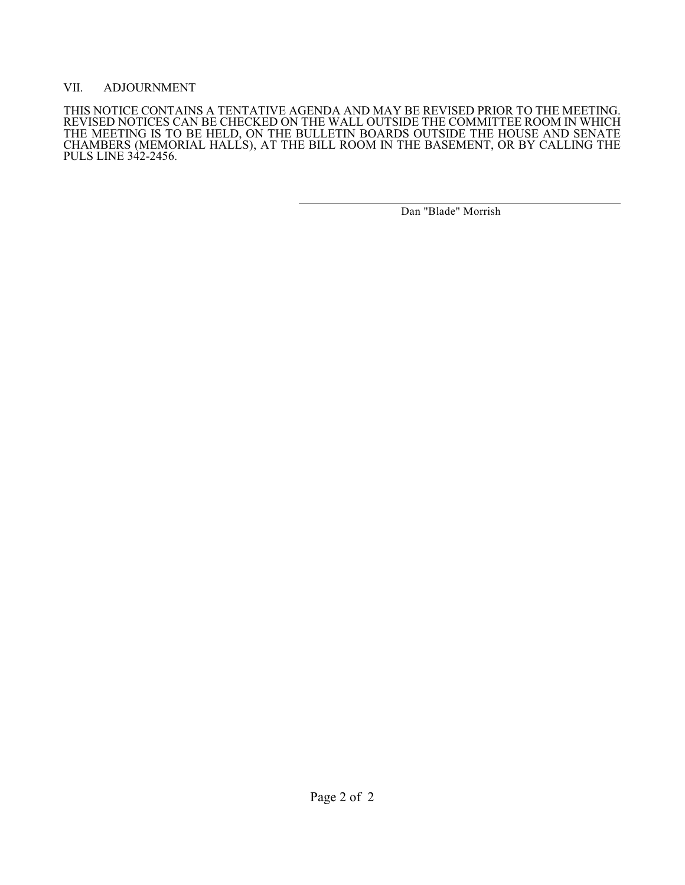VII. ADJOURNMENT

THIS NOTICE CONTAINS A TENTATIVE AGENDA AND MAY BE REVISED PRIOR TO THE MEETING. REVISED NOTICES CAN BE CHECKED ON THE WALL OUTSIDE THE COMMITTEE ROOM IN WHICH THE MEETING IS TO BE HELD, ON THE BULLETIN BOARDS OUTSIDE THE HOUSE AND SENATE CHAMBERS (MEMORIAL HALLS), AT THE BILL ROOM IN THE BASEMENT, OR BY CALLING THE PULS LINE 342-2456.

Dan "Blade" Morrish